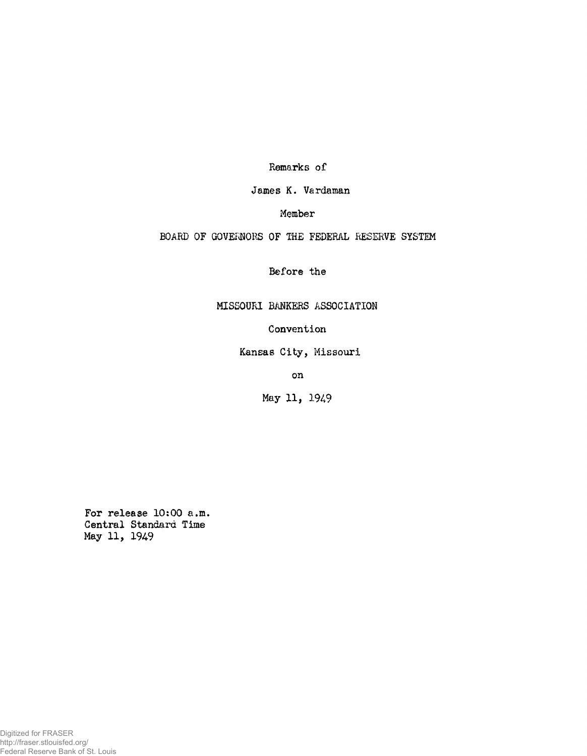Remarks of

James K. Vardaman

Member

BOARD OF GOVERNORS OF THE FEDERAL RESERVE SYSTEM

Before the

MISSOURI BANKERS ASSOCIATION

Convention

Kansas City, Missouri

on

May 11, 1949

For release 10:00 a.m.
Central Standard Time
May 11, 1949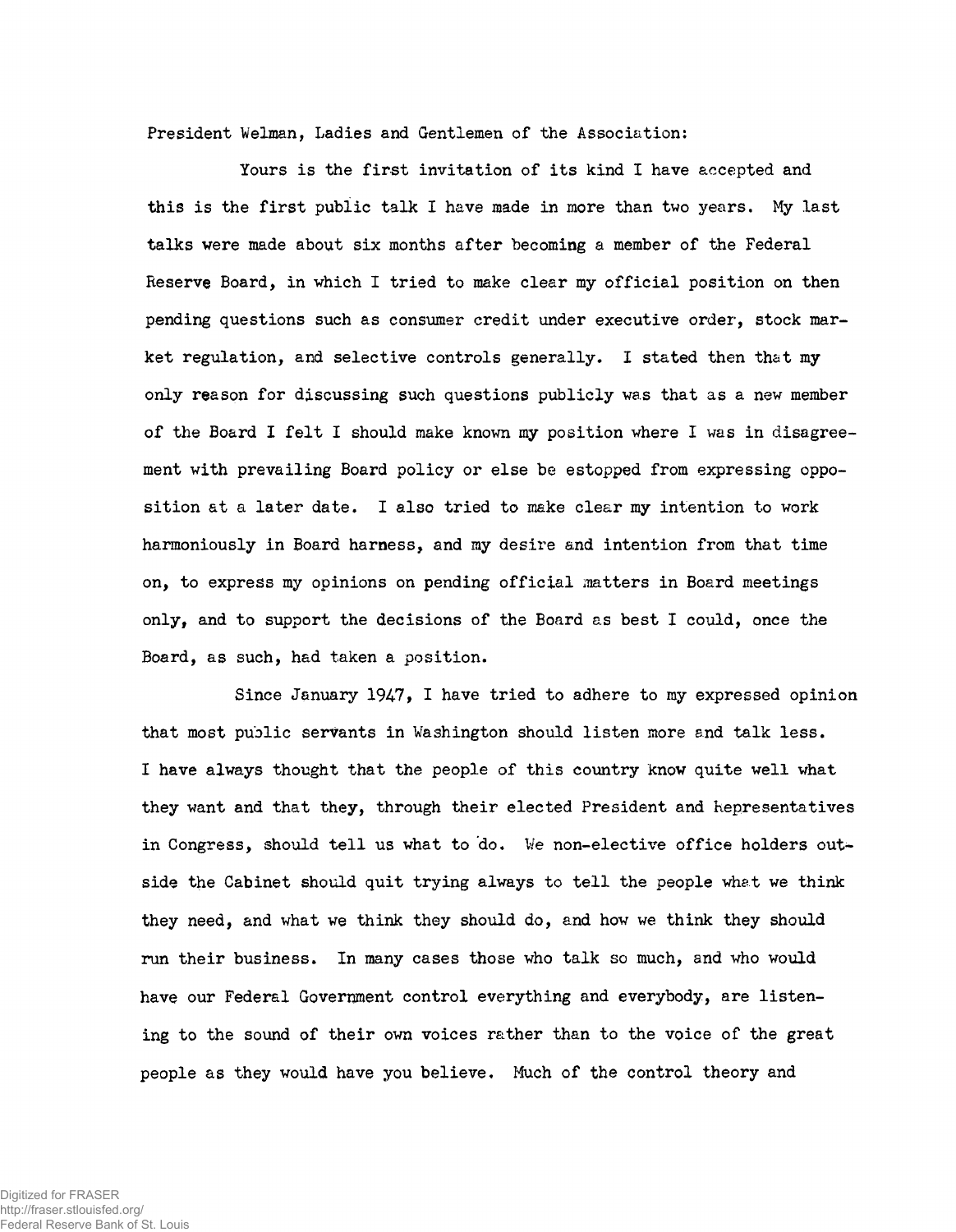President Welman, Ladies and Gentlemen of the Association:

Yours is the first invitation of its kind I have accepted and this is the first public talk I have made in more than two years. My last talks were made about six months after becoming a member of the Federal Reserve Board, in which I tried to make clear my official position on then pending questions such as consumer credit under executive order, stock market regulation, and selective controls generally. I stated then that my only reason for discussing such questions publicly was that as a new member of the Board I felt I should make known my position where I was in disagreement with prevailing Board policy or else be estopped from expressing opposition at a later date. I also tried to make clear my intention to work harmoniously in Board harness, and my desire and intention from that time on, to express my opinions on pending official matters in Board meetings only, and to support the decisions of the Board as best I could, once the Board, as such, had taken a position.

Since January 1947, I have tried to adhere to my expressed opinion that most public servants in Washington should listen more and talk less. I have always thought that the people of this country know quite well what they want and that they, through their elected President and Representatives in Congress, should tell us what to do. We non-elective office holders outside the Cabinet should quit trying always to tell the people what we think they need, and what we think they should do, and how we think they should run their business. In many cases those who talk so much, and who would have our Federal Government control everything and everybody, are listening to the sound of their own voices rather than to the voice of the great people as they would have you believe. Much of the control theory and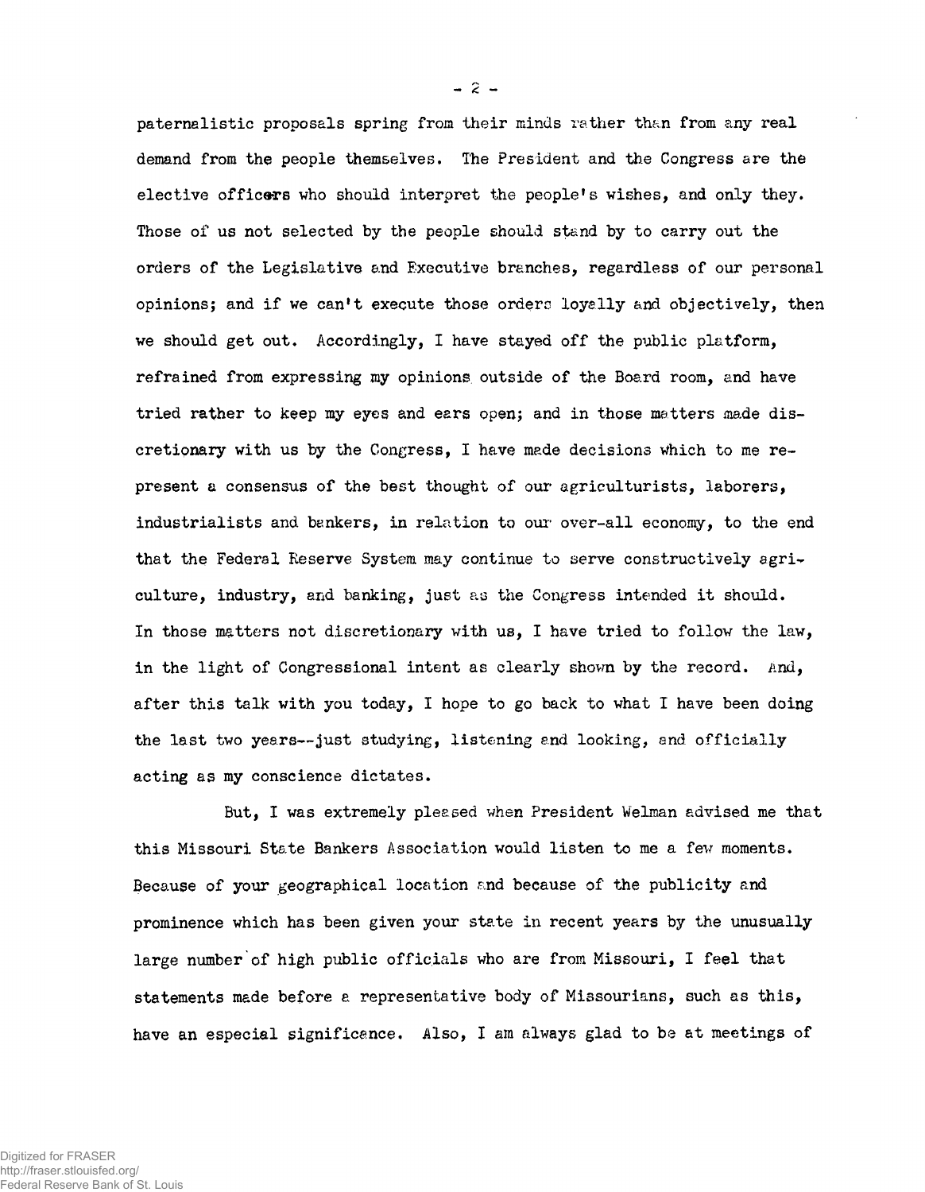paternalistic proposals spring from their minds rather than from any real demand from the people themselves. The President and the Congress are the elective officers who should interpret the people's wishes, and only they. Those of us not selected by the people should stand by to carry out the orders of the Legislative and Executive branches, regardless of our personal opinions; and if we can't execute those orders loyally and objectively, then we should get out. Accordingly, I have stayed off the public platform, refrained from expressing my opinions outside of the Board room, and have tried rather to keep my eyes and ears open; and in those matters made discretionary with us by the Congress, I have made decisions which to me represent a consensus of the best thought of our agriculturists, laborers, industrialists and bankers, in relation to our over-all economy, to the end that the Federal Reserve System may continue to serve constructively agriculture, industry, and banking, just as the Congress intended it should. In those matters not discretionary with us, I have tried to follow the law, in the light of Congressional intent as clearly shown by the record. And, after this talk with you today, I hope to go back to what I have been doing the last two years--just studying, listening and looking, and officially acting as my conscience dictates.

But, I was extremely pleased when President Welman advised me that this Missouri State Bankers Association would listen to me a few moments. Because of your geographical location and because of the publicity and prominence which has been given your state in recent years by the unusually large number of high public officials who are from Missouri, I feel that statements made before a representative body of Missourians, such as this, have an especial significance. Also, I am always glad to be at meetings of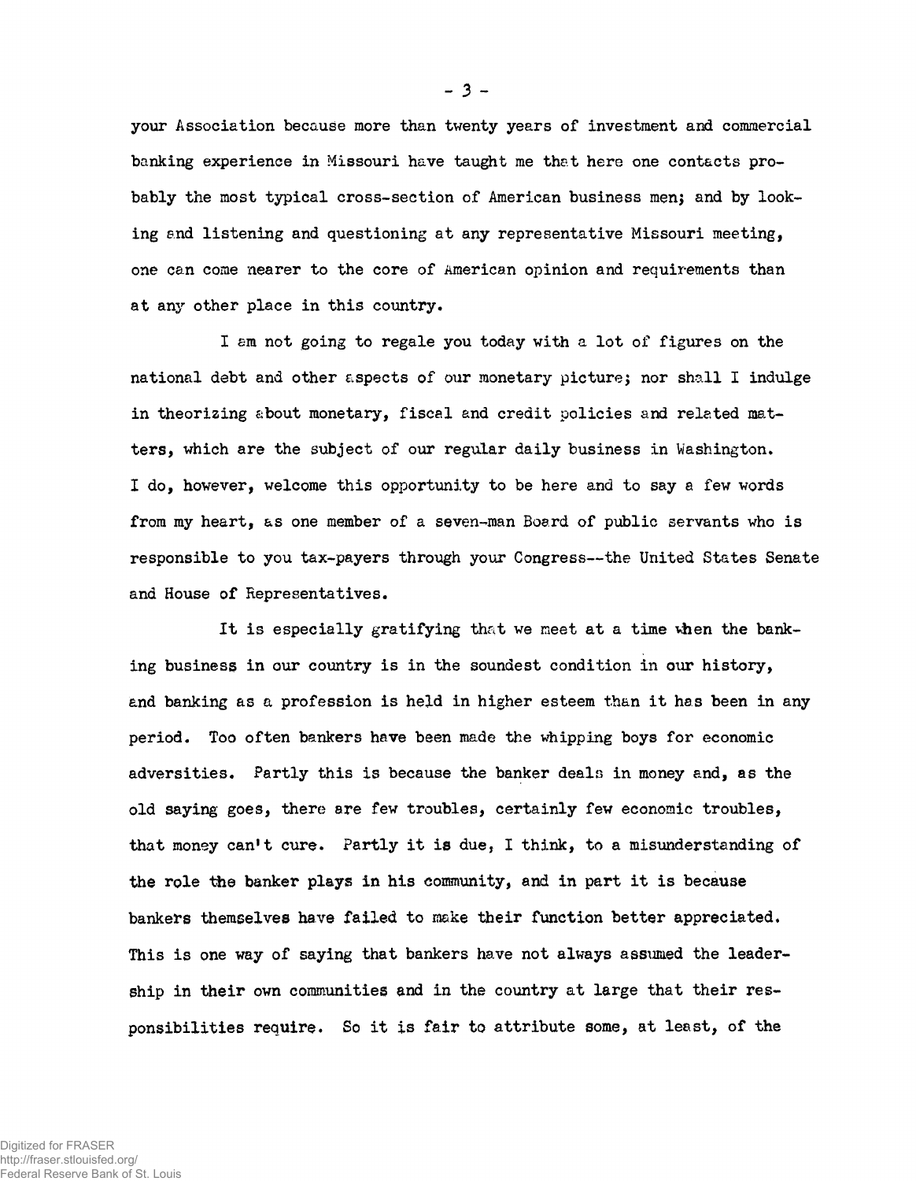your Association because more than twenty years of investment and commercial banking experience in Missouri have taught me that here one contacts probably the most typical cross-section of American business men; and by looking and listening and questioning at any representative Missouri meeting, one can come nearer to the core of American opinion and requirements than at any other place in this country.

I am not going to regale you today with a lot of figures on the national debt and other aspects of our monetary picture; nor shall I indulge in theorizing about monetary, fiscal and credit policies and related matters, which are the subject of our regular daily business in Washington. I do, however, welcome this opportunity to be here and to say a few words from my heart, as one member of a seven-man Board of public servants who is responsible to you tax-payers through your Congress--the United States Senate and House of Representatives.

It is especially gratifying that we meet at a time when the banking business in our country is in the soundest condition in our history, and banking as a profession is held in higher esteem than it has been in any period. Too often bankers have been made the whipping boys for economic adversities. Partly this is because the banker deals in money and, as the old saying goes, there are few troubles, certainly few economic troubles, that money can't cure. Partly it is due, I think, to a misunderstanding of the role the banker plays in his community, and in part it is because bankers themselves have failed to make their function better appreciated. This is one way of saying that bankers have not always assumed the leadership in their own communities and in the country at large that their responsibilities require. So it is fair to attribute some, at least, of the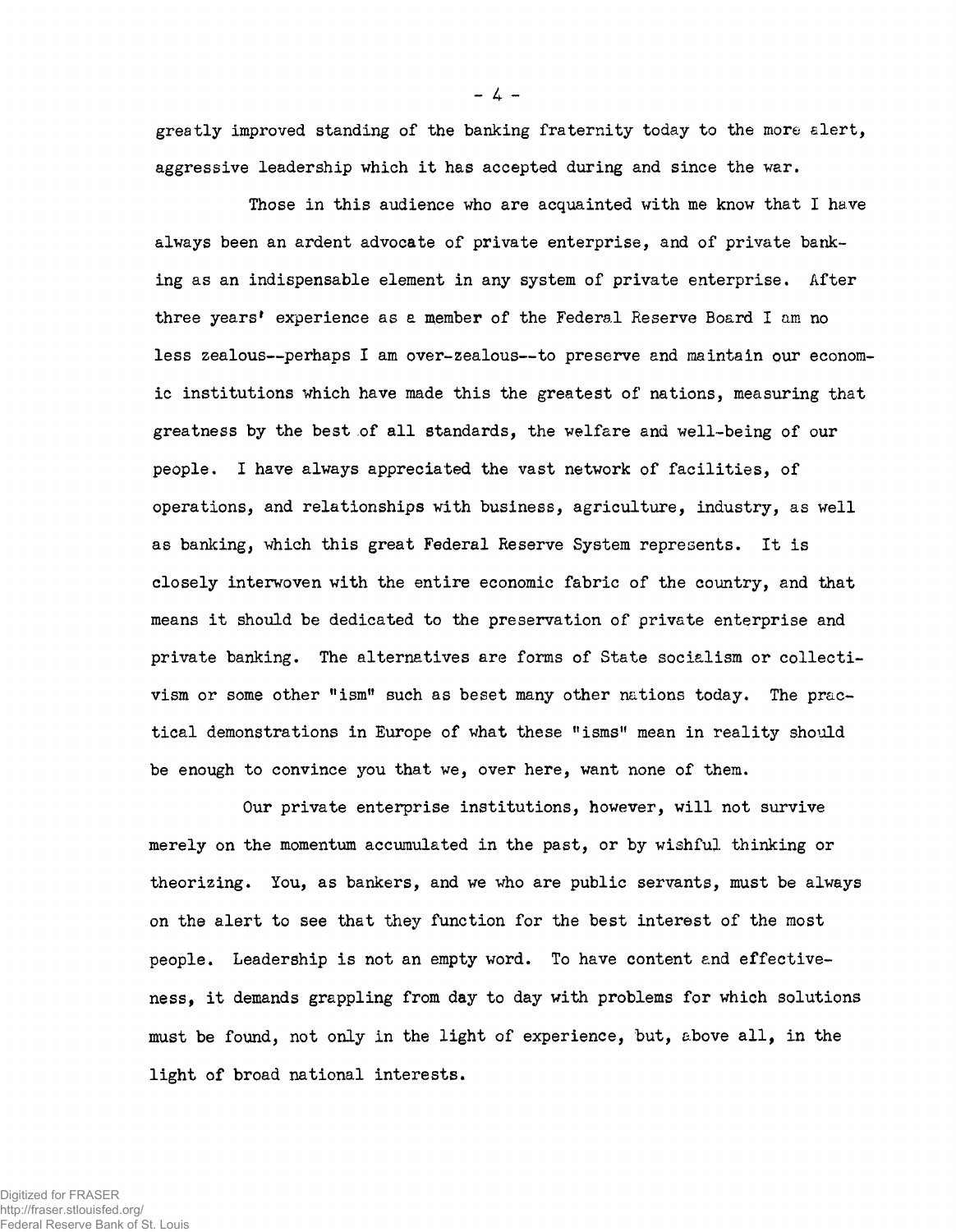greatly improved standing of the banking fraternity today to the more alert, aggressive leadership which it has accepted during and since the war.

Those in this audience who are acquainted with me know that I have always been an ardent advocate of private enterprise, and of private banking as an indispensable element in any system of private enterprise. After three years' experience as a member of the Federal Reserve Board I am no less zealous--perhaps I am over-zealous--to preserve and maintain our economic institutions which have made this the greatest of nations, measuring that greatness by the best of all standards, the welfare and well-being of our people. I have always appreciated the vast network of facilities, of operations, and relationships with business, agriculture, industry, as well as banking, which this great Federal Reserve System represents. It is closely interwoven with the entire economic fabric of the country, and that means it should be dedicated to the preservation of private enterprise and private banking. The alternatives are forms of State socialism or collectivism or some other "ism" such as beset many other nations today. The practical demonstrations in Europe of what these "isms" mean in reality should be enough to convince you that we, over here, want none of them.

Our private enterprise institutions, however, will not survive merely on the momentum accumulated in the past, or by wishful thinking or theorizing. You, as bankers, and we who are public servants, must be always on the alert to see that they function for the best interest of the most people. Leadership is not an empty word. To have content and effectiveness, it demands grappling from day to day with problems for which solutions must be found, not only in the light of experience, but, above all, in the light of broad national interests.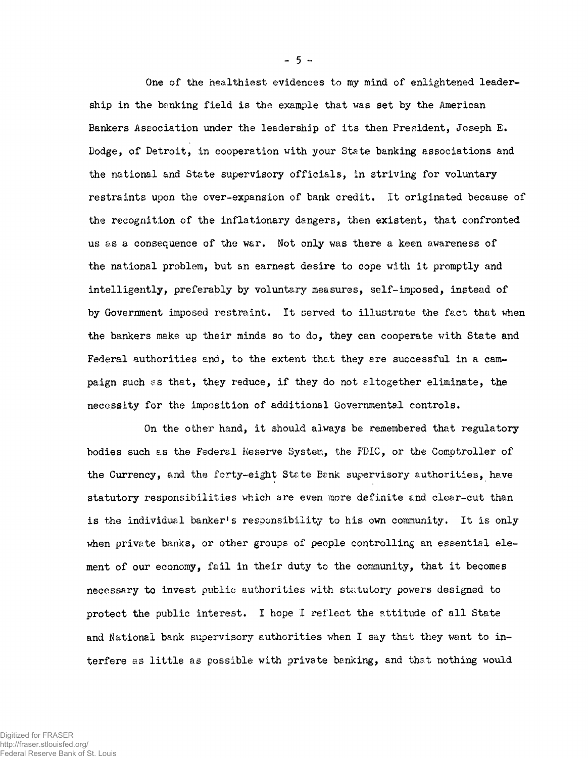One of the healthiest evidences to my mind of enlightened leadership in the banking field is the example that was set by the American Bankers Association under the leadership of its then President, Joseph E. Dodge, of Detroit, in cooperation with your State banking associations and the national and State supervisory officials, in striving for voluntary restraints upon the over-expansion of bank credit. It originated because of the recognition of the inflationary dangers, then existent, that confronted us as a consequence of the war. Not only was there a keen awareness of the national problem, but an earnest desire to cope with it promptly and intelligently, preferably by voluntary measures, self-imposed, instead of by Government imposed restraint. It served to illustrate the fact that when the bankers make up their minds so to do, they can cooperate with State and Federal authorities and, to the extent that they are successful in a campaign such as that, they reduce, if they do not altogether eliminate, the necessity for the imposition of additional Governmental controls.

On the other hand, it should always be remembered that regulatory bodies such as the Federal Reserve System, the FDIC, or the Comptroller of the Currency, and the forty-eight State Bank supervisory authorities, have statutory responsibilities which are even more definite and clear-cut than is the individual banker's responsibility to his own community. It is only when private banks, or other groups of people controlling an essential element of our economy, fail in their duty to the community, that it becomes necessary to invest public authorities with statutory powers designed to protect the public interest. I hope I reflect the attitude of all State and National bank supervisory authorities when I say that they want to interfere as little as possible with private banking, and that nothing would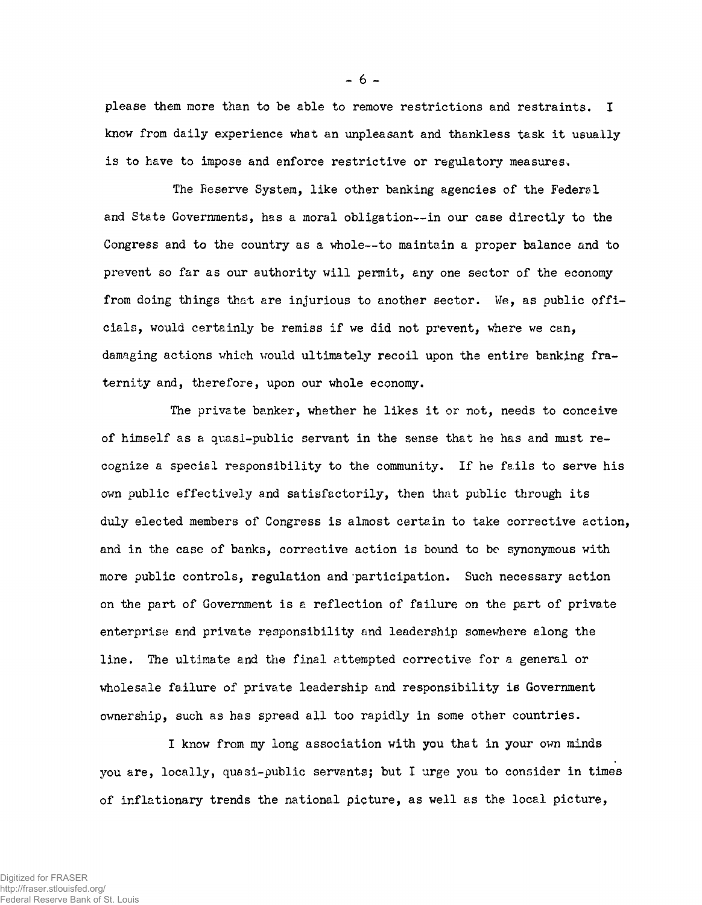please them more than to be able to remove restrictions and restraints. I know from daily experience what an unpleasant and thankless task it usually is to have to impose and enforce restrictive or regulatory measures.

The Reserve System, like other banking agencies of the Federal and State Governments, has a moral obligation--in our case directly to the Congress and to the country as a whole--to maintain a proper balance and to prevent so far as our authority will permit, any one sector of the economy from doing things that are injurious to another sector. We, as public officials, would certainly be remiss if we did not prevent, where we can, damaging actions which would ultimately recoil upon the entire banking fraternity and, therefore, upon our whole economy.

The private banker, whether he likes it or not, needs to conceive of himself as a quasi-public servant in the sense that he has and must recognize a special responsibility to the community. If he fails to serve his own public effectively and satisfactorily, then that public through its duly elected members of Congress is almost certain to take corrective action, and in the case of banks, corrective action is bound to be synonymous with more public controls, regulation and participation. Such necessary action on the part of Government is a reflection of failure on the part of private enterprise and private responsibility and leadership somewhere along the line. The ultimate and the final attempted corrective for a general or wholesale failure of private leadership and responsibility is Government ownership, such as has spread all too rapidly in some other countries.

I know from my long association with you that in your own minds you are, locally, quasi-public servants; but I urge you to consider in times of inflationary trends the national picture, as well as the local picture,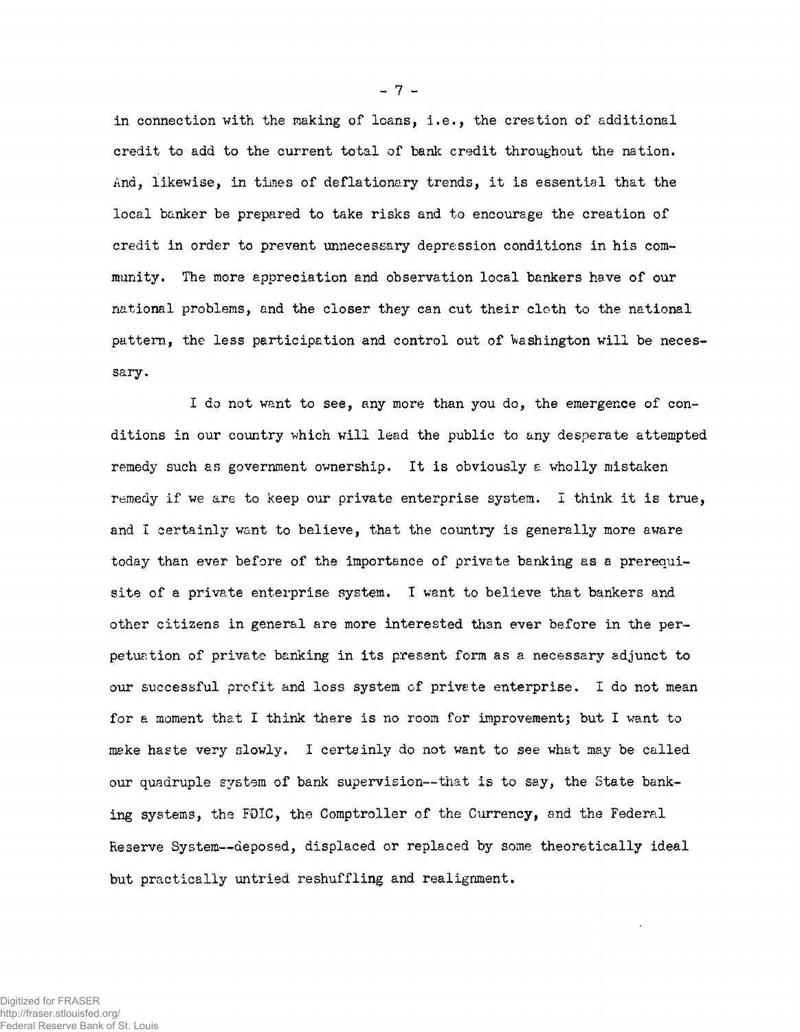in connection with the making of loans, i.e., the creation of additional credit to add to the current total of bank credit throughout the nation. And, likewise, in times of deflationary trends, it is essential that the local banker be prepared to take risks and to encourage the creation of credit in order to prevent unnecessary depression conditions in his community. The more appreciation and observation local bankers have of our national problems, and the closer they can cut their cloth to the national pattern, the less participation and control out of Washington will be necessary.

I do not want to see, any more than you do, the emergence of conditions in our country which will lead the public to any desperate attempted remedy such as government ownership. It is obviously a wholly mistaken remedy if we are to keep our private enterprise system. I think it is true, and I certainly want to believe, that the country is generally more aware today than ever before of the importance of private banking as a prerequisite of a private enterprise system. I want to believe that bankers and other citizens in general are more interested than ever before in the perpetuation of private banking in its present form as a necessary adjunct to our successful profit and loss system of private enterprise. I do not mean for a moment that I think there is no room for improvement; but I want to make haste very slowly. I certainly do not want to see what may be called our quadruple system of bank supervision--that is to say, the State banking systems, the FDIC, the Comptroller of the Currency, and the Federal Reserve System--deposed, displaced or replaced by some theoretically ideal but practically untried reshuffling and realignment.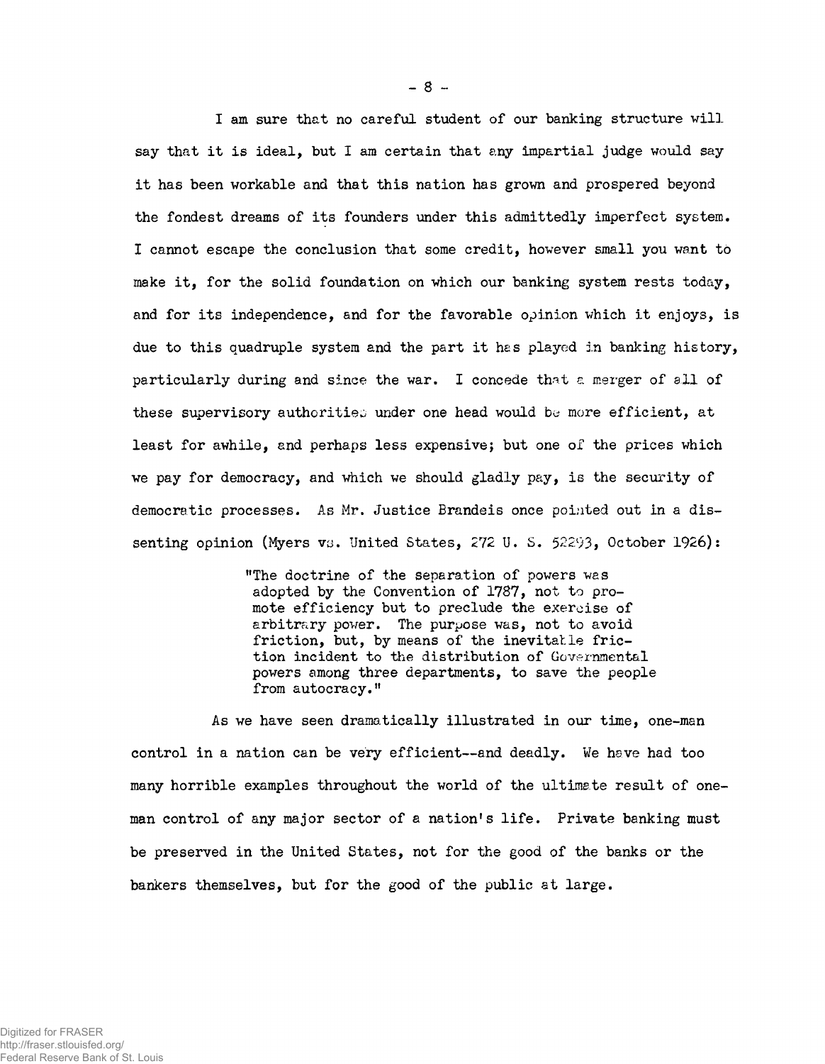I am sure that no careful student of our banking structure will say that it is ideal, but I am certain that any impartial judge would say it has been workable and that this nation has grown and prospered beyond the fondest dreams of its founders under this admittedly imperfect system. I cannot escape the conclusion that some credit, however small you want to make it, for the solid foundation on which our banking system rests today, and for its independence, and for the favorable opinion which it enjoys, is due to this quadruple system and the part it has played in banking history, particularly during and since the war. I concede that a merger of all of these supervisory authorities under one head would be more efficient, at least for awhile, and perhaps less expensive; but one of the prices which we pay for democracy, and which we should gladly pay, is the security of democratic processes. As Mr. Justice Brandeis once pointed out in a dissenting opinion (Myers vs. United States, 272 U. S. 52293, October 1926):

> "The doctrine of the separation of powers was adopted by the Convention of 1787, not to promote efficiency but to preclude the exercise of arbitrary power. The purpose was, not to avoid friction, but, by means of the inevitable friction incident to the distribution of Governmental powers among three departments, to save the people from autocracy."

As we have seen dramatically illustrated in our time, one-man control in a nation can be very efficient--and deadly. We have had too many horrible examples throughout the world of the ultimate result of one-man control of any major sector of a nation's life. Private banking must be preserved in the United States, not for the good of the banks or the bankers themselves, but for the good of the public at large.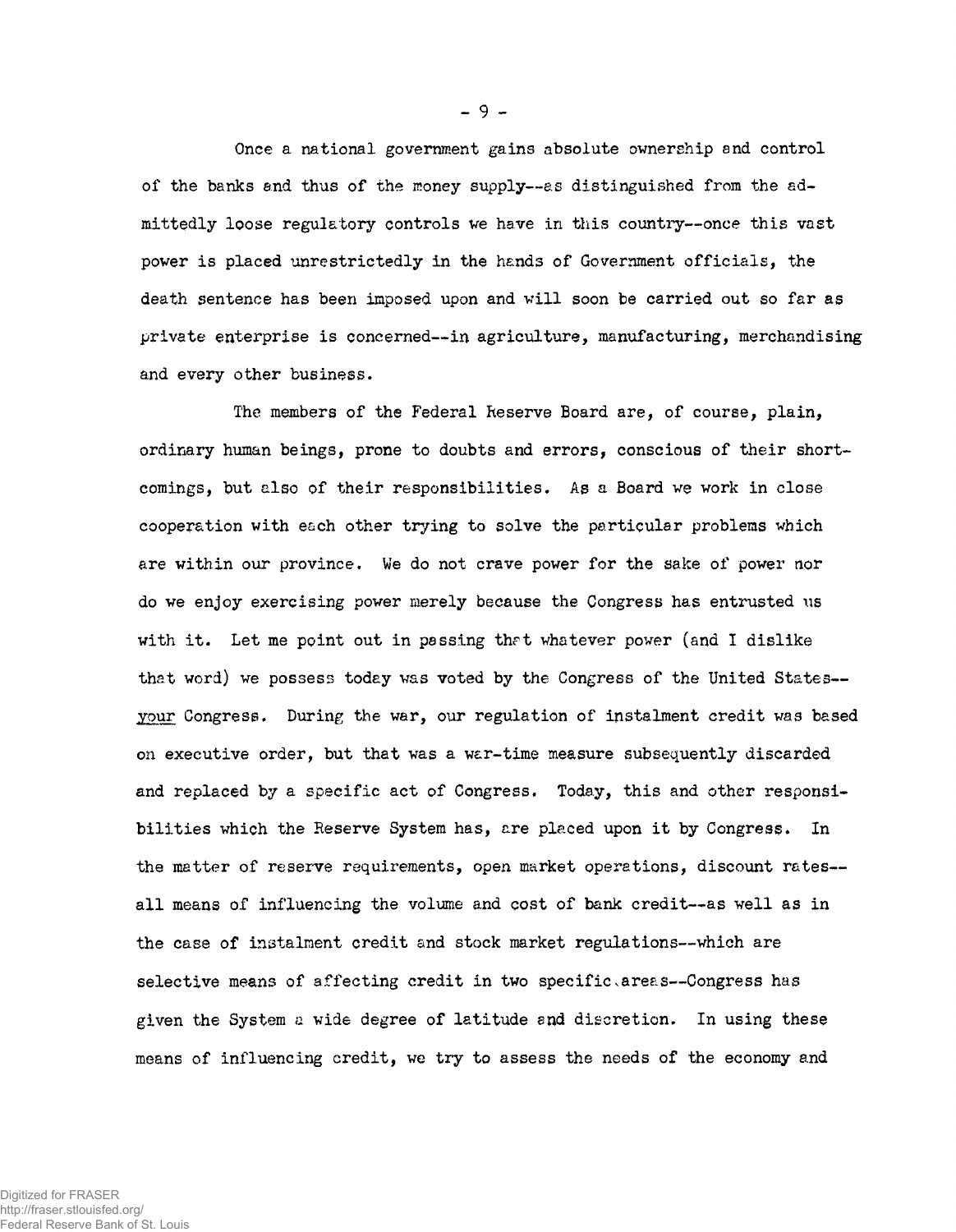Once a national government gains absolute ownership and control of the banks and thus of the money supply--as distinguished from the admittedly loose regulatory controls we have in this country--once this vast power is placed unrestrictedly in the hands of Government officials, the death sentence has been imposed upon and will soon be carried out so far as private enterprise is concerned--in agriculture, manufacturing, merchandising and every other business.

The members of the Federal Reserve Board are, of course, plain, ordinary human beings, prone to doubts and errors, conscious of their shortcomings, but also of their responsibilities. As a Board we work in close cooperation with each other trying to solve the particular problems which are within our province. We do not crave power for the sake of power nor do we enjoy exercising power merely because the Congress has entrusted us with it. Let me point out in passing that whatever power (and I dislike that word) we possess today was voted by the Congress of the United States--*your* Congress. During the war, our regulation of instalment credit was based on executive order, but that was a war-time measure subsequently discarded and replaced by a specific act of Congress. Today, this and other responsibilities which the Reserve System has, are placed upon it by Congress. In the matter of reserve requirements, open market operations, discount rates--all means of influencing the volume and cost of bank credit--as well as in the case of instalment credit and stock market regulations--which are selective means of affecting credit in two specific areas--Congress has given the System a wide degree of latitude and discretion. In using these means of influencing credit, we try to assess the needs of the economy and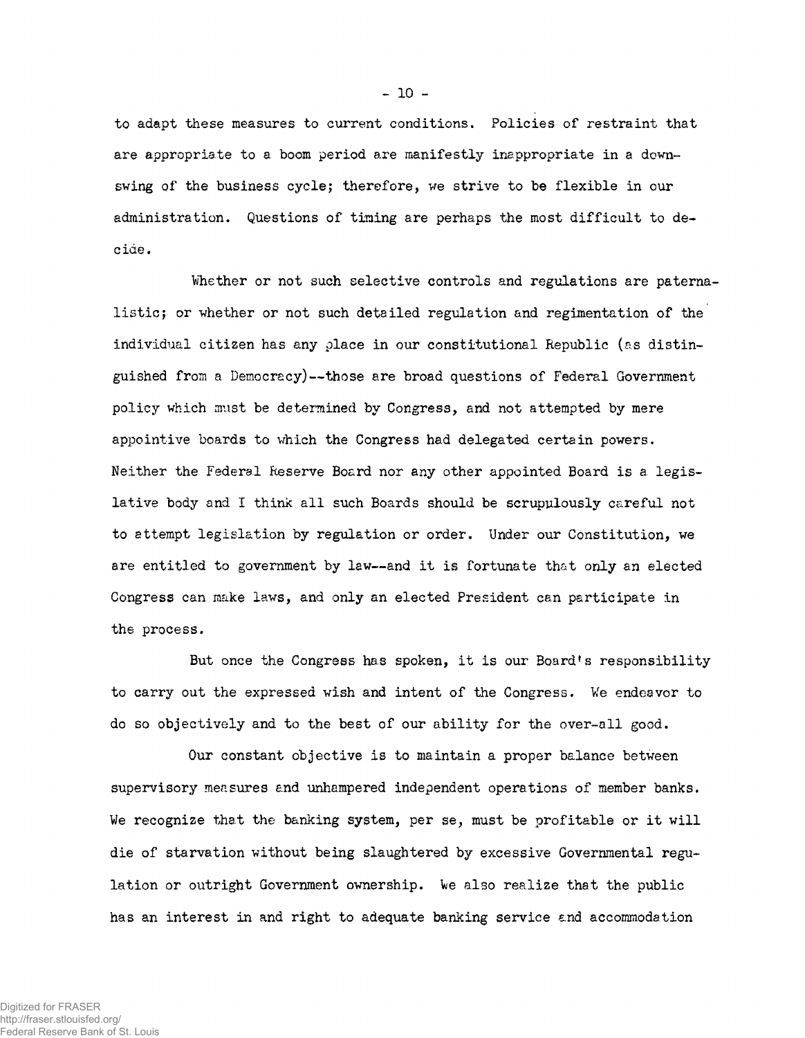to adapt these measures to current conditions. Policies of restraint that are appropriate to a boom period are manifestly inappropriate in a downswing of the business cycle; therefore, we strive to be flexible in our administration. Questions of timing are perhaps the most difficult to decide.

Whether or not such selective controls and regulations are paternalistic; or whether or not such detailed regulation and regimentation of the individual citizen has any place in our constitutional Republic (as distinguished from a Democracy)--those are broad questions of Federal Government policy which must be determined by Congress, and not attempted by mere appointive boards to which the Congress had delegated certain powers. Neither the Federal Reserve Board nor any other appointed Board is a legislative body and I think all such Boards should be scrupulously careful not to attempt legislation by regulation or order. Under our Constitution, we are entitled to government by law--and it is fortunate that only an elected Congress can make laws, and only an elected President can participate in the process.

But once the Congress has spoken, it is our Board's responsibility to carry out the expressed wish and intent of the Congress. We endeavor to do so objectively and to the best of our ability for the over-all good.

Our constant objective is to maintain a proper balance between supervisory measures and unhampered independent operations of member banks. We recognize that the banking system, per se, must be profitable or it will die of starvation without being slaughtered by excessive Governmental regulation or outright Government ownership. We also realize that the public has an interest in and right to adequate banking service and accommodation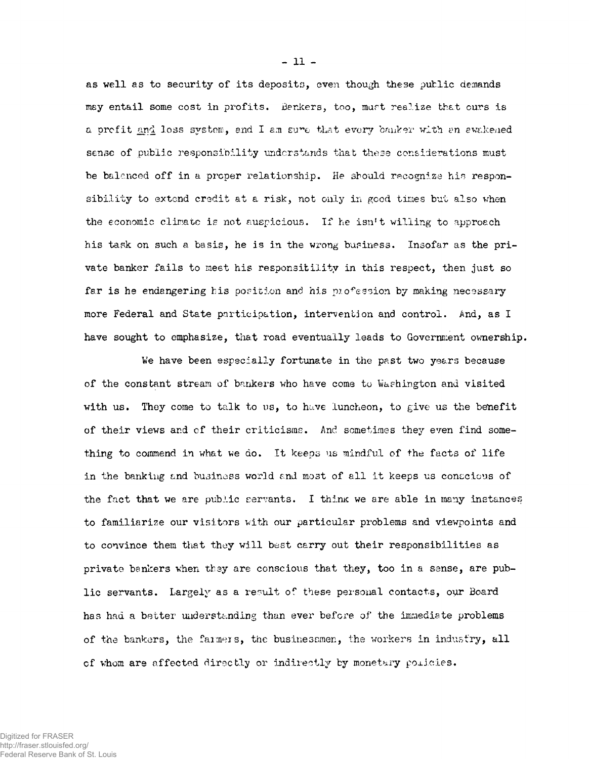as well as to security of its deposits, even though these public demands may entail some cost in profits. Bankers, too, must realize that ours is a profit and loss system, and I am sure that every banker with an awakened sense of public responsibility understands that these considerations must be balanced off in a proper relationship. He should recognize his responsibility to extend credit at a risk, not only in good times but also when the economic climate is not auspicious. If he isn't willing to approach his task on such a basis, he is in the wrong business. Insofar as the private banker fails to meet his responsibility in this respect, then just so far is he endangering his position and his profession by making necessary more Federal and State participation, intervention and control. And, as I have sought to emphasize, that road eventually leads to Government ownership.

We have been especially fortunate in the past two years because of the constant stream of bankers who have come to Washington and visited with us. They come to talk to us, to have luncheon, to give us the benefit of their views and of their criticisms. And sometimes they even find something to commend in what we do. It keeps us mindful of the facts of life in the banking and business world and most of all it keeps us conscious of the fact that we are public servants. I think we are able in many instances to familiarize our visitors with our particular problems and viewpoints and to convince them that they will best carry out their responsibilities as private bankers when they are conscious that they, too in a sense, are public servants. Largely as a result of these personal contacts, our Board has had a better understanding than ever before of the immediate problems of the bankers, the farmers, the businessmen, the workers in industry, all of whom are affected directly or indirectly by monetary policies.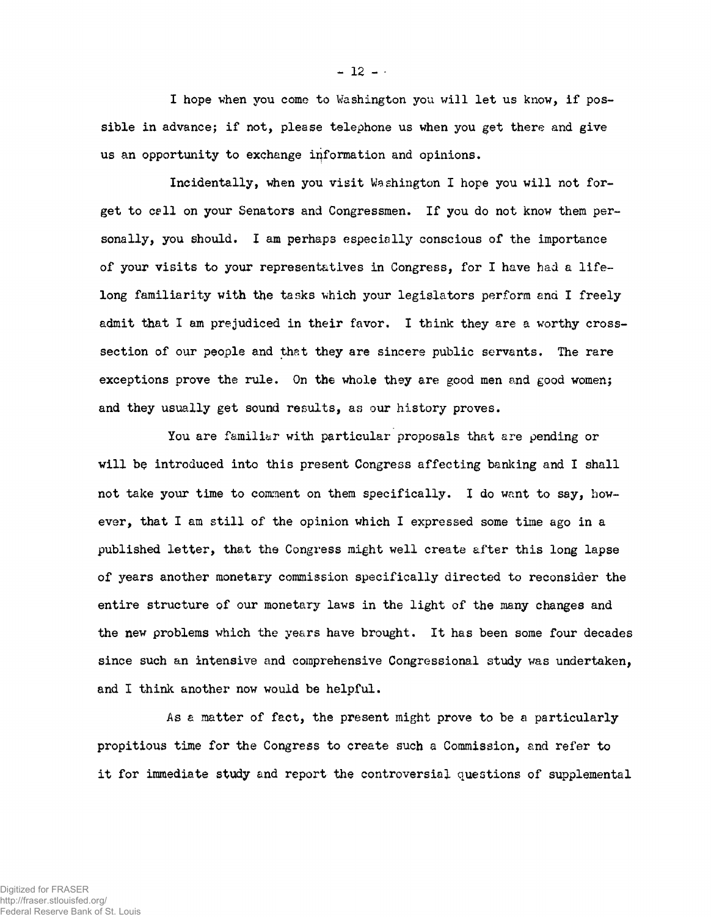I hope when you come to Washington you will let us know, if possible in advance; if not, please telephone us when you get there and give us an opportunity to exchange information and opinions.

Incidentally, when you visit Washington I hope you will not forget to call on your Senators and Congressmen. If you do not know them personally, you should. I am perhaps especially conscious of the importance of your visits to your representatives in Congress, for I have had a life-long familiarity with the tasks which your legislators perform and I freely admit that I am prejudiced in their favor. I think they are a worthy cross-section of our people and that they are sincere public servants. The rare exceptions prove the rule. On the whole they are good men and good women; and they usually get sound results, as our history proves.

You are familiar with particular proposals that are pending or will be introduced into this present Congress affecting banking and I shall not take your time to comment on them specifically. I do want to say, however, that I am still of the opinion which I expressed some time ago in a published letter, that the Congress might well create after this long lapse of years another monetary commission specifically directed to reconsider the entire structure of our monetary laws in the light of the many changes and the new problems which the years have brought. It has been some four decades since such an intensive and comprehensive Congressional study was undertaken, and I think another now would be helpful.

As a matter of fact, the present might prove to be a particularly propitious time for the Congress to create such a Commission, and refer to it for immediate study and report the controversial questions of supplemental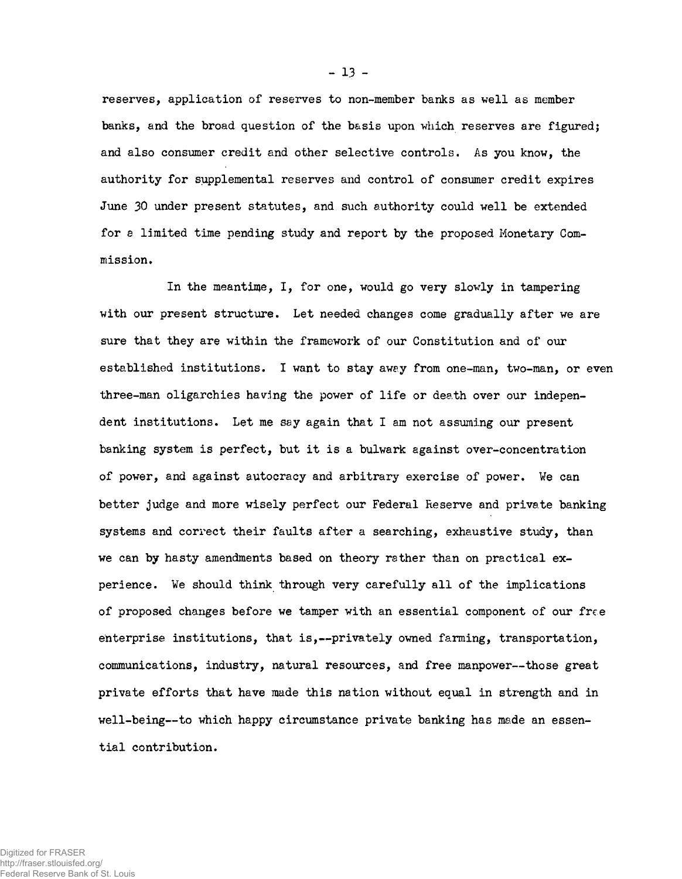reserves, application of reserves to non-member banks as well as member banks, and the broad question of the basis upon which reserves are figured; and also consumer credit and other selective controls. As you know, the authority for supplemental reserves and control of consumer credit expires June 30 under present statutes, and such authority could well be extended for a limited time pending study and report by the proposed Monetary Commission.

In the meantime, I, for one, would go very slowly in tampering with our present structure. Let needed changes come gradually after we are sure that they are within the framework of our Constitution and of our established institutions. I want to stay away from one-man, two-man, or even three-man oligarchies having the power of life or death over our independent institutions. Let me say again that I am not assuming our present banking system is perfect, but it is a bulwark against over-concentration of power, and against autocracy and arbitrary exercise of power. We can better judge and more wisely perfect our Federal Reserve and private banking systems and correct their faults after a searching, exhaustive study, than we can by hasty amendments based on theory rather than on practical experience. We should think through very carefully all of the implications of proposed changes before we tamper with an essential component of our free enterprise institutions, that is,--privately owned farming, transportation, communications, industry, natural resources, and free manpower--those great private efforts that have made this nation without equal in strength and in well-being--to which happy circumstance private banking has made an essential contribution.